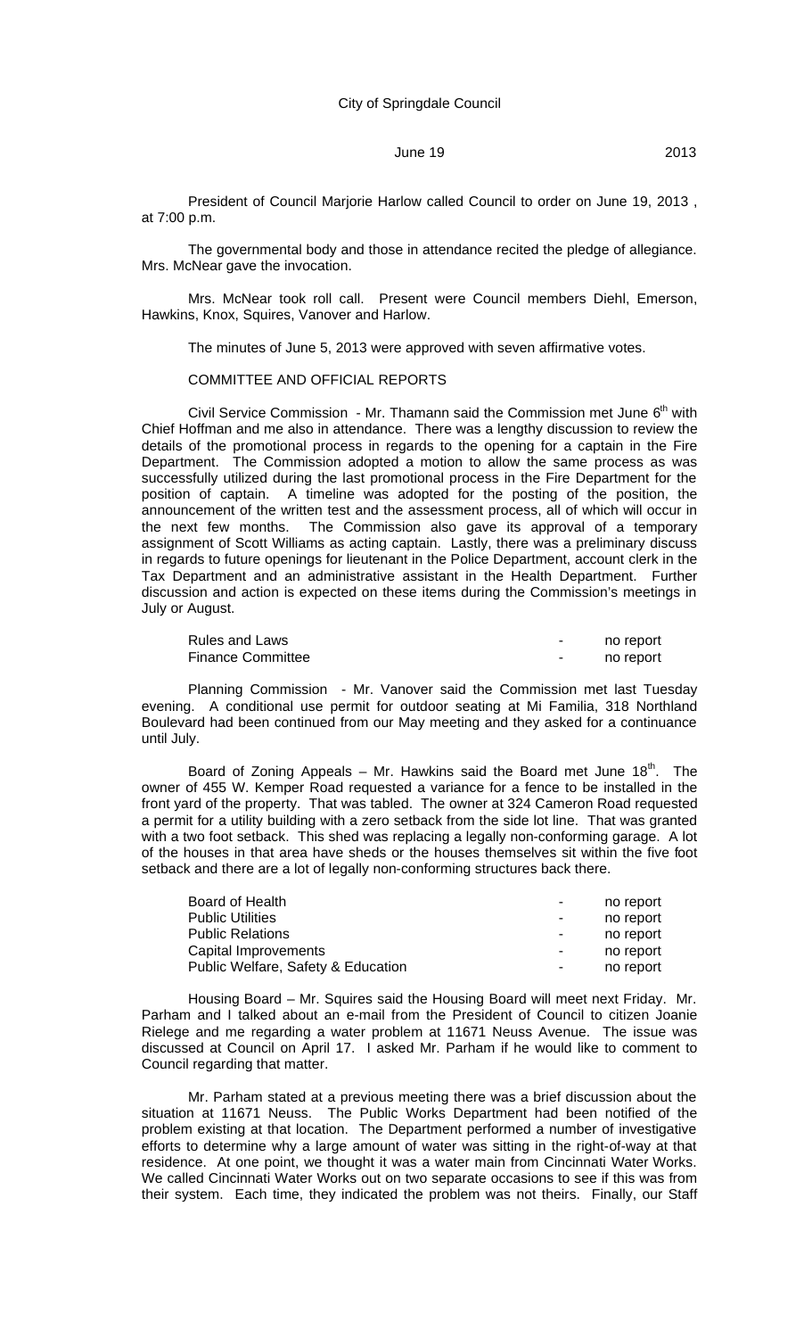City of Springdale Council

June 19 2013

President of Council Marjorie Harlow called Council to order on June 19, 2013 , at 7:00 p.m.

The governmental body and those in attendance recited the pledge of allegiance. Mrs. McNear gave the invocation.

Mrs. McNear took roll call. Present were Council members Diehl, Emerson, Hawkins, Knox, Squires, Vanover and Harlow.

The minutes of June 5, 2013 were approved with seven affirmative votes.

COMMITTEE AND OFFICIAL REPORTS

Civil Service Commission - Mr. Thamann said the Commission met June 6th with Chief Hoffman and me also in attendance. There was a lengthy discussion to review the details of the promotional process in regards to the opening for a captain in the Fire Department. The Commission adopted a motion to allow the same process as was successfully utilized during the last promotional process in the Fire Department for the position of captain. A timeline was adopted for the posting of the position, the announcement of the written test and the assessment process, all of which will occur in the next few months. The Commission also gave its approval of a temporary assignment of Scott Williams as acting captain. Lastly, there was a preliminary discuss in regards to future openings for lieutenant in the Police Department, account clerk in the Tax Department and an administrative assistant in the Health Department. Further discussion and action is expected on these items during the Commission's meetings in July or August.

| | | |
|---|---|---|
| Rules and Laws | - | no report |
| Finance Committee | - | no report |

Planning Commission - Mr. Vanover said the Commission met last Tuesday evening. A conditional use permit for outdoor seating at Mi Familia, 318 Northland Boulevard had been continued from our May meeting and they asked for a continuance until July.

Board of Zoning Appeals – Mr. Hawkins said the Board met June 18th. The owner of 455 W. Kemper Road requested a variance for a fence to be installed in the front yard of the property. That was tabled. The owner at 324 Cameron Road requested a permit for a utility building with a zero setback from the side lot line. That was granted with a two foot setback. This shed was replacing a legally non-conforming garage. A lot of the houses in that area have sheds or the houses themselves sit within the five foot setback and there are a lot of legally non-conforming structures back there.

| | | |
|---|---|---|
| Board of Health | - | no report |
| Public Utilities | - | no report |
| Public Relations | - | no report |
| Capital Improvements | - | no report |
| Public Welfare, Safety & Education | - | no report |

Housing Board – Mr. Squires said the Housing Board will meet next Friday. Mr. Parham and I talked about an e-mail from the President of Council to citizen Joanie Rielege and me regarding a water problem at 11671 Neuss Avenue. The issue was discussed at Council on April 17. I asked Mr. Parham if he would like to comment to Council regarding that matter.

Mr. Parham stated at a previous meeting there was a brief discussion about the situation at 11671 Neuss. The Public Works Department had been notified of the problem existing at that location. The Department performed a number of investigative efforts to determine why a large amount of water was sitting in the right-of-way at that residence. At one point, we thought it was a water main from Cincinnati Water Works. We called Cincinnati Water Works out on two separate occasions to see if this was from their system. Each time, they indicated the problem was not theirs. Finally, our Staff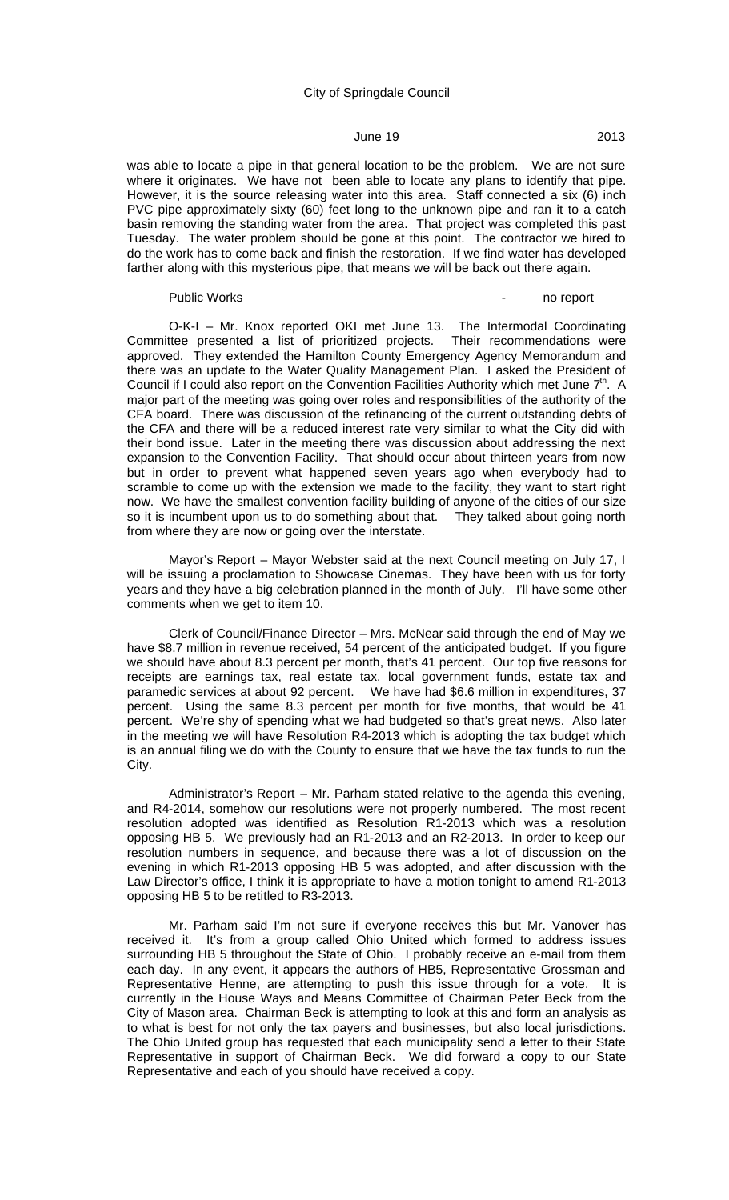was able to locate a pipe in that general location to be the problem. We are not sure where it originates. We have not been able to locate any plans to identify that pipe. However, it is the source releasing water into this area. Staff connected a six (6) inch PVC pipe approximately sixty (60) feet long to the unknown pipe and ran it to a catch basin removing the standing water from the area. That project was completed this past Tuesday. The water problem should be gone at this point. The contractor we hired to do the work has to come back and finish the restoration. If we find water has developed farther along with this mysterious pipe, that means we will be back out there again.

Public Works - no report

O-K-I – Mr. Knox reported OKI met June 13. The Intermodal Coordinating Committee presented a list of prioritized projects. Their recommendations were approved. They extended the Hamilton County Emergency Agency Memorandum and there was an update to the Water Quality Management Plan. I asked the President of Council if I could also report on the Convention Facilities Authority which met June 7th. A major part of the meeting was going over roles and responsibilities of the authority of the CFA board. There was discussion of the refinancing of the current outstanding debts of the CFA and there will be a reduced interest rate very similar to what the City did with their bond issue. Later in the meeting there was discussion about addressing the next expansion to the Convention Facility. That should occur about thirteen years from now but in order to prevent what happened seven years ago when everybody had to scramble to come up with the extension we made to the facility, they want to start right now. We have the smallest convention facility building of anyone of the cities of our size so it is incumbent upon us to do something about that. They talked about going north from where they are now or going over the interstate.

Mayor's Report – Mayor Webster said at the next Council meeting on July 17, I will be issuing a proclamation to Showcase Cinemas. They have been with us for forty years and they have a big celebration planned in the month of July. I'll have some other comments when we get to item 10.

Clerk of Council/Finance Director – Mrs. McNear said through the end of May we have $8.7 million in revenue received, 54 percent of the anticipated budget. If you figure we should have about 8.3 percent per month, that's 41 percent. Our top five reasons for receipts are earnings tax, real estate tax, local government funds, estate tax and paramedic services at about 92 percent. We have had $6.6 million in expenditures, 37 percent. Using the same 8.3 percent per month for five months, that would be 41 percent. We're shy of spending what we had budgeted so that's great news. Also later in the meeting we will have Resolution R4-2013 which is adopting the tax budget which is an annual filing we do with the County to ensure that we have the tax funds to run the City.

Administrator's Report – Mr. Parham stated relative to the agenda this evening, and R4-2014, somehow our resolutions were not properly numbered. The most recent resolution adopted was identified as Resolution R1-2013 which was a resolution opposing HB 5. We previously had an R1-2013 and an R2-2013. In order to keep our resolution numbers in sequence, and because there was a lot of discussion on the evening in which R1-2013 opposing HB 5 was adopted, and after discussion with the Law Director's office, I think it is appropriate to have a motion tonight to amend R1-2013 opposing HB 5 to be retitled to R3-2013.

Mr. Parham said I'm not sure if everyone receives this but Mr. Vanover has received it. It's from a group called Ohio United which formed to address issues surrounding HB 5 throughout the State of Ohio. I probably receive an e-mail from them each day. In any event, it appears the authors of HB5, Representative Grossman and Representative Henne, are attempting to push this issue through for a vote. It is currently in the House Ways and Means Committee of Chairman Peter Beck from the City of Mason area. Chairman Beck is attempting to look at this and form an analysis as to what is best for not only the tax payers and businesses, but also local jurisdictions. The Ohio United group has requested that each municipality send a letter to their State Representative in support of Chairman Beck. We did forward a copy to our State Representative and each of you should have received a copy.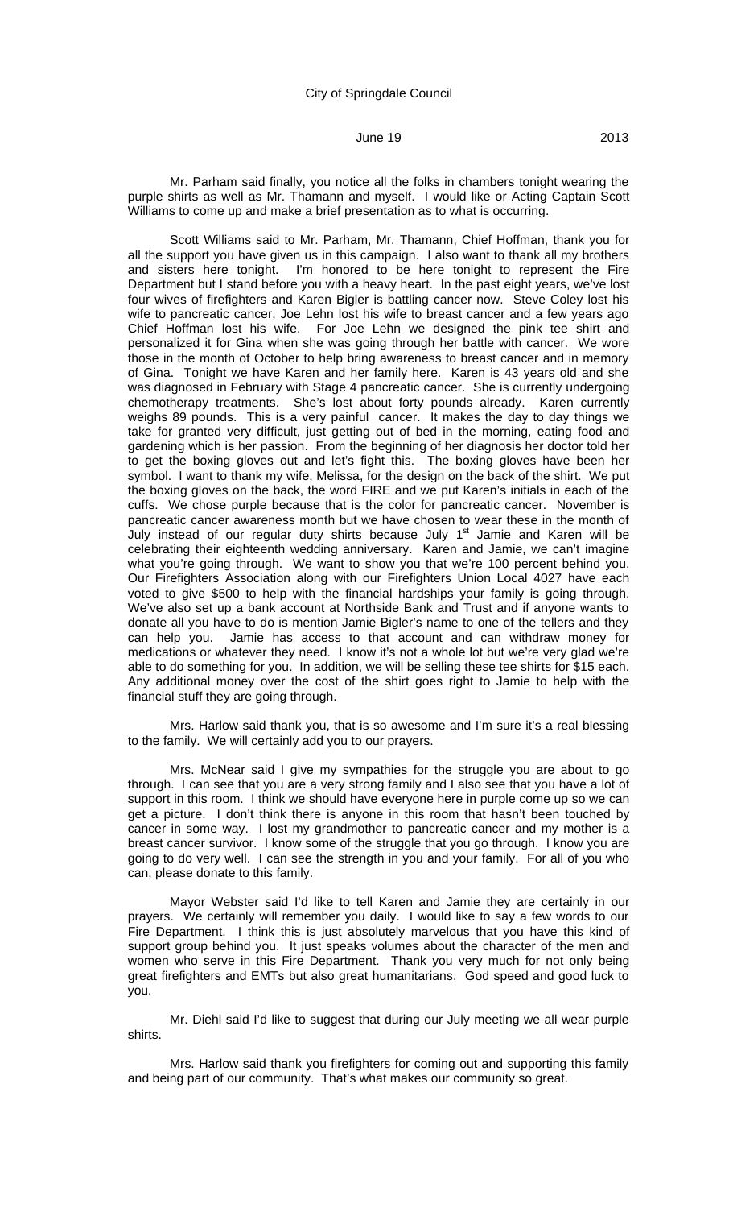Mr. Parham said finally, you notice all the folks in chambers tonight wearing the purple shirts as well as Mr. Thamann and myself. I would like or Acting Captain Scott Williams to come up and make a brief presentation as to what is occurring.

Scott Williams said to Mr. Parham, Mr. Thamann, Chief Hoffman, thank you for all the support you have given us in this campaign. I also want to thank all my brothers and sisters here tonight. I'm honored to be here tonight to represent the Fire Department but I stand before you with a heavy heart. In the past eight years, we've lost four wives of firefighters and Karen Bigler is battling cancer now. Steve Coley lost his wife to pancreatic cancer, Joe Lehn lost his wife to breast cancer and a few years ago Chief Hoffman lost his wife. For Joe Lehn we designed the pink tee shirt and personalized it for Gina when she was going through her battle with cancer. We wore those in the month of October to help bring awareness to breast cancer and in memory of Gina. Tonight we have Karen and her family here. Karen is 43 years old and she was diagnosed in February with Stage 4 pancreatic cancer. She is currently undergoing chemotherapy treatments. She's lost about forty pounds already. Karen currently weighs 89 pounds. This is a very painful cancer. It makes the day to day things we take for granted very difficult, just getting out of bed in the morning, eating food and gardening which is her passion. From the beginning of her diagnosis her doctor told her to get the boxing gloves out and let's fight this. The boxing gloves have been her symbol. I want to thank my wife, Melissa, for the design on the back of the shirt. We put the boxing gloves on the back, the word FIRE and we put Karen's initials in each of the cuffs. We chose purple because that is the color for pancreatic cancer. November is pancreatic cancer awareness month but we have chosen to wear these in the month of July instead of our regular duty shirts because July 1st Jamie and Karen will be celebrating their eighteenth wedding anniversary. Karen and Jamie, we can't imagine what you're going through. We want to show you that we're 100 percent behind you. Our Firefighters Association along with our Firefighters Union Local 4027 have each voted to give $500 to help with the financial hardships your family is going through. We've also set up a bank account at Northside Bank and Trust and if anyone wants to donate all you have to do is mention Jamie Bigler's name to one of the tellers and they can help you. Jamie has access to that account and can withdraw money for medications or whatever they need. I know it's not a whole lot but we're very glad we're able to do something for you. In addition, we will be selling these tee shirts for $15 each. Any additional money over the cost of the shirt goes right to Jamie to help with the financial stuff they are going through.

Mrs. Harlow said thank you, that is so awesome and I'm sure it's a real blessing to the family. We will certainly add you to our prayers.

Mrs. McNear said I give my sympathies for the struggle you are about to go through. I can see that you are a very strong family and I also see that you have a lot of support in this room. I think we should have everyone here in purple come up so we can get a picture. I don't think there is anyone in this room that hasn't been touched by cancer in some way. I lost my grandmother to pancreatic cancer and my mother is a breast cancer survivor. I know some of the struggle that you go through. I know you are going to do very well. I can see the strength in you and your family. For all of you who can, please donate to this family.

Mayor Webster said I'd like to tell Karen and Jamie they are certainly in our prayers. We certainly will remember you daily. I would like to say a few words to our Fire Department. I think this is just absolutely marvelous that you have this kind of support group behind you. It just speaks volumes about the character of the men and women who serve in this Fire Department. Thank you very much for not only being great firefighters and EMTs but also great humanitarians. God speed and good luck to you.

Mr. Diehl said I'd like to suggest that during our July meeting we all wear purple shirts.

Mrs. Harlow said thank you firefighters for coming out and supporting this family and being part of our community. That's what makes our community so great.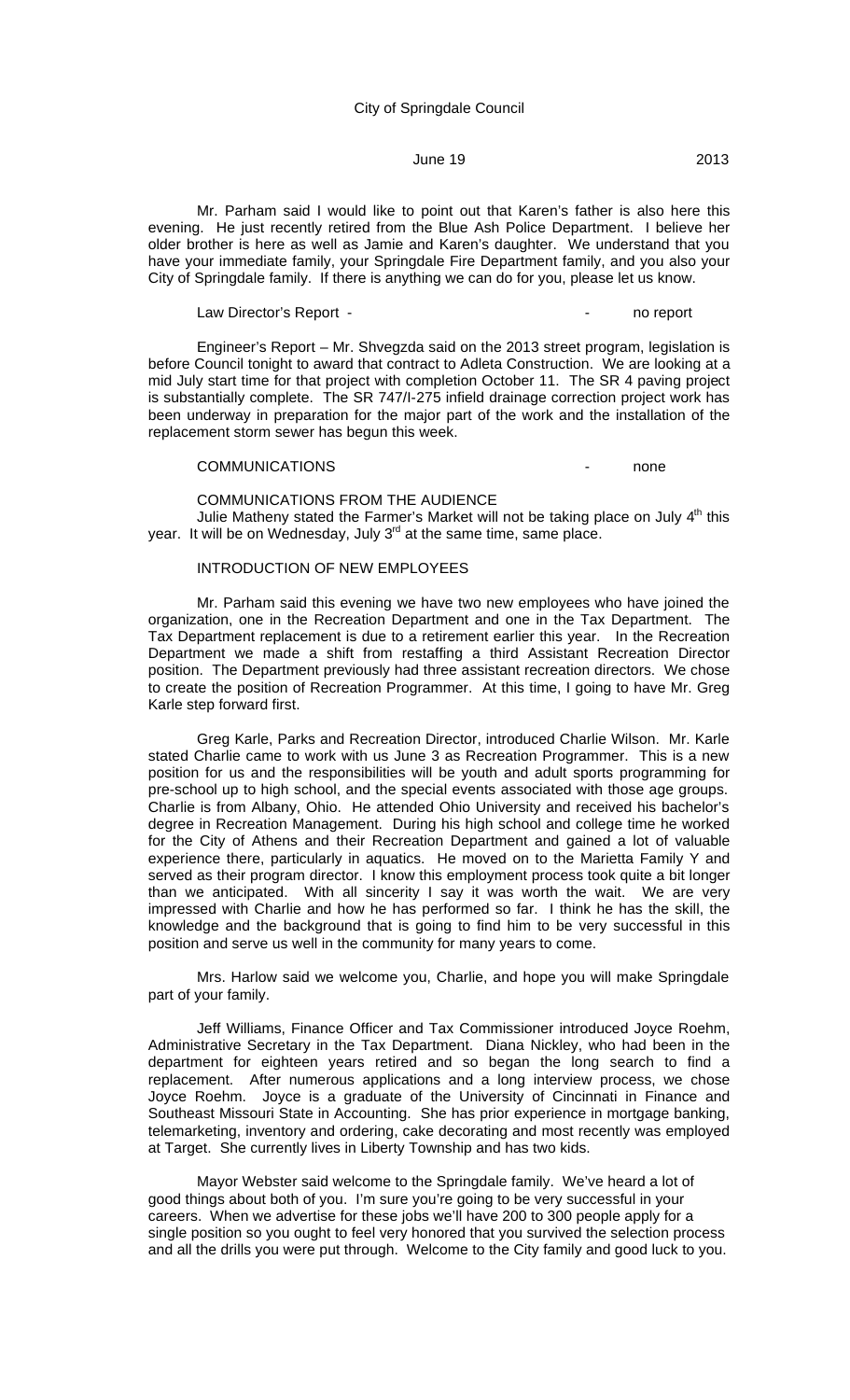Mr. Parham said I would like to point out that Karen's father is also here this evening. He just recently retired from the Blue Ash Police Department. I believe her older brother is here as well as Jamie and Karen's daughter. We understand that you have your immediate family, your Springdale Fire Department family, and you also your City of Springdale family. If there is anything we can do for you, please let us know.

Law Director's Report - - no report

Engineer's Report – Mr. Shvegzda said on the 2013 street program, legislation is before Council tonight to award that contract to Adleta Construction. We are looking at a mid July start time for that project with completion October 11. The SR 4 paving project is substantially complete. The SR 747/I-275 infield drainage correction project work has been underway in preparation for the major part of the work and the installation of the replacement storm sewer has begun this week.

COMMUNICATIONS - none

COMMUNICATIONS FROM THE AUDIENCE

Julie Matheny stated the Farmer's Market will not be taking place on July 4th this year. It will be on Wednesday, July 3rd at the same time, same place.

INTRODUCTION OF NEW EMPLOYEES

Mr. Parham said this evening we have two new employees who have joined the organization, one in the Recreation Department and one in the Tax Department. The Tax Department replacement is due to a retirement earlier this year. In the Recreation Department we made a shift from restaffing a third Assistant Recreation Director position. The Department previously had three assistant recreation directors. We chose to create the position of Recreation Programmer. At this time, I going to have Mr. Greg Karle step forward first.

Greg Karle, Parks and Recreation Director, introduced Charlie Wilson. Mr. Karle stated Charlie came to work with us June 3 as Recreation Programmer. This is a new position for us and the responsibilities will be youth and adult sports programming for pre-school up to high school, and the special events associated with those age groups. Charlie is from Albany, Ohio. He attended Ohio University and received his bachelor's degree in Recreation Management. During his high school and college time he worked for the City of Athens and their Recreation Department and gained a lot of valuable experience there, particularly in aquatics. He moved on to the Marietta Family Y and served as their program director. I know this employment process took quite a bit longer than we anticipated. With all sincerity I say it was worth the wait. We are very impressed with Charlie and how he has performed so far. I think he has the skill, the knowledge and the background that is going to find him to be very successful in this position and serve us well in the community for many years to come.

Mrs. Harlow said we welcome you, Charlie, and hope you will make Springdale part of your family.

Jeff Williams, Finance Officer and Tax Commissioner introduced Joyce Roehm, Administrative Secretary in the Tax Department. Diana Nickley, who had been in the department for eighteen years retired and so began the long search to find a replacement. After numerous applications and a long interview process, we chose Joyce Roehm. Joyce is a graduate of the University of Cincinnati in Finance and Southeast Missouri State in Accounting. She has prior experience in mortgage banking, telemarketing, inventory and ordering, cake decorating and most recently was employed at Target. She currently lives in Liberty Township and has two kids.

Mayor Webster said welcome to the Springdale family. We've heard a lot of good things about both of you. I'm sure you're going to be very successful in your careers. When we advertise for these jobs we'll have 200 to 300 people apply for a single position so you ought to feel very honored that you survived the selection process and all the drills you were put through. Welcome to the City family and good luck to you.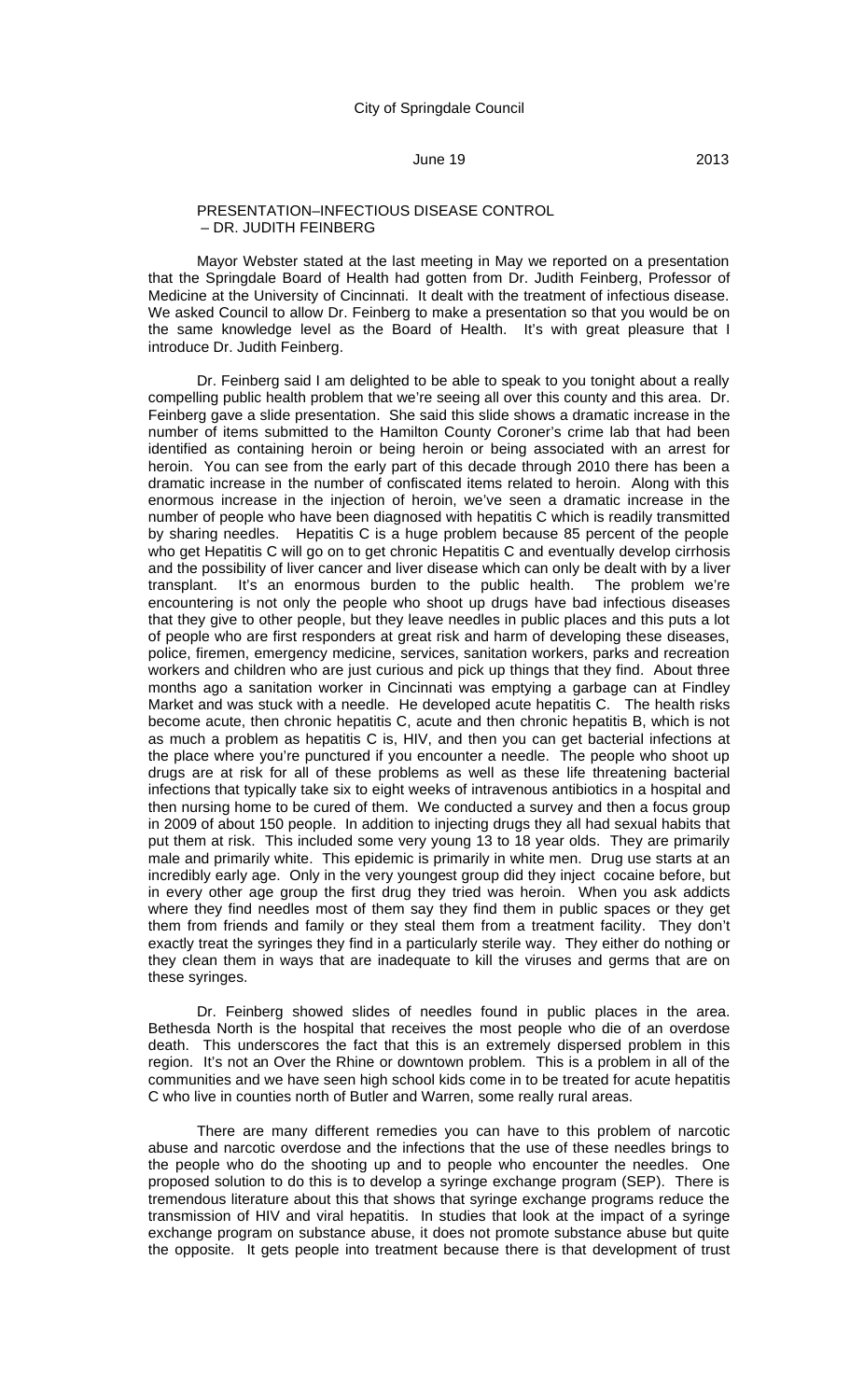## PRESENTATION–INFECTIOUS DISEASE CONTROL – DR. JUDITH FEINBERG

Mayor Webster stated at the last meeting in May we reported on a presentation that the Springdale Board of Health had gotten from Dr. Judith Feinberg, Professor of Medicine at the University of Cincinnati. It dealt with the treatment of infectious disease. We asked Council to allow Dr. Feinberg to make a presentation so that you would be on the same knowledge level as the Board of Health. It's with great pleasure that I introduce Dr. Judith Feinberg.

Dr. Feinberg said I am delighted to be able to speak to you tonight about a really compelling public health problem that we're seeing all over this county and this area. Dr. Feinberg gave a slide presentation. She said this slide shows a dramatic increase in the number of items submitted to the Hamilton County Coroner's crime lab that had been identified as containing heroin or being heroin or being associated with an arrest for heroin. You can see from the early part of this decade through 2010 there has been a dramatic increase in the number of confiscated items related to heroin. Along with this enormous increase in the injection of heroin, we've seen a dramatic increase in the number of people who have been diagnosed with hepatitis C which is readily transmitted by sharing needles. Hepatitis C is a huge problem because 85 percent of the people who get Hepatitis C will go on to get chronic Hepatitis C and eventually develop cirrhosis and the possibility of liver cancer and liver disease which can only be dealt with by a liver transplant. It's an enormous burden to the public health. The problem we're encountering is not only the people who shoot up drugs have bad infectious diseases that they give to other people, but they leave needles in public places and this puts a lot of people who are first responders at great risk and harm of developing these diseases, police, firemen, emergency medicine, services, sanitation workers, parks and recreation workers and children who are just curious and pick up things that they find. About three months ago a sanitation worker in Cincinnati was emptying a garbage can at Findley Market and was stuck with a needle. He developed acute hepatitis C. The health risks become acute, then chronic hepatitis C, acute and then chronic hepatitis B, which is not as much a problem as hepatitis C is, HIV, and then you can get bacterial infections at the place where you're punctured if you encounter a needle. The people who shoot up drugs are at risk for all of these problems as well as these life threatening bacterial infections that typically take six to eight weeks of intravenous antibiotics in a hospital and then nursing home to be cured of them. We conducted a survey and then a focus group in 2009 of about 150 people. In addition to injecting drugs they all had sexual habits that put them at risk. This included some very young 13 to 18 year olds. They are primarily male and primarily white. This epidemic is primarily in white men. Drug use starts at an incredibly early age. Only in the very youngest group did they inject cocaine before, but in every other age group the first drug they tried was heroin. When you ask addicts where they find needles most of them say they find them in public spaces or they get them from friends and family or they steal them from a treatment facility. They don't exactly treat the syringes they find in a particularly sterile way. They either do nothing or they clean them in ways that are inadequate to kill the viruses and germs that are on these syringes.

Dr. Feinberg showed slides of needles found in public places in the area. Bethesda North is the hospital that receives the most people who die of an overdose death. This underscores the fact that this is an extremely dispersed problem in this region. It's not an Over the Rhine or downtown problem. This is a problem in all of the communities and we have seen high school kids come in to be treated for acute hepatitis C who live in counties north of Butler and Warren, some really rural areas.

There are many different remedies you can have to this problem of narcotic abuse and narcotic overdose and the infections that the use of these needles brings to the people who do the shooting up and to people who encounter the needles. One proposed solution to do this is to develop a syringe exchange program (SEP). There is tremendous literature about this that shows that syringe exchange programs reduce the transmission of HIV and viral hepatitis. In studies that look at the impact of a syringe exchange program on substance abuse, it does not promote substance abuse but quite the opposite. It gets people into treatment because there is that development of trust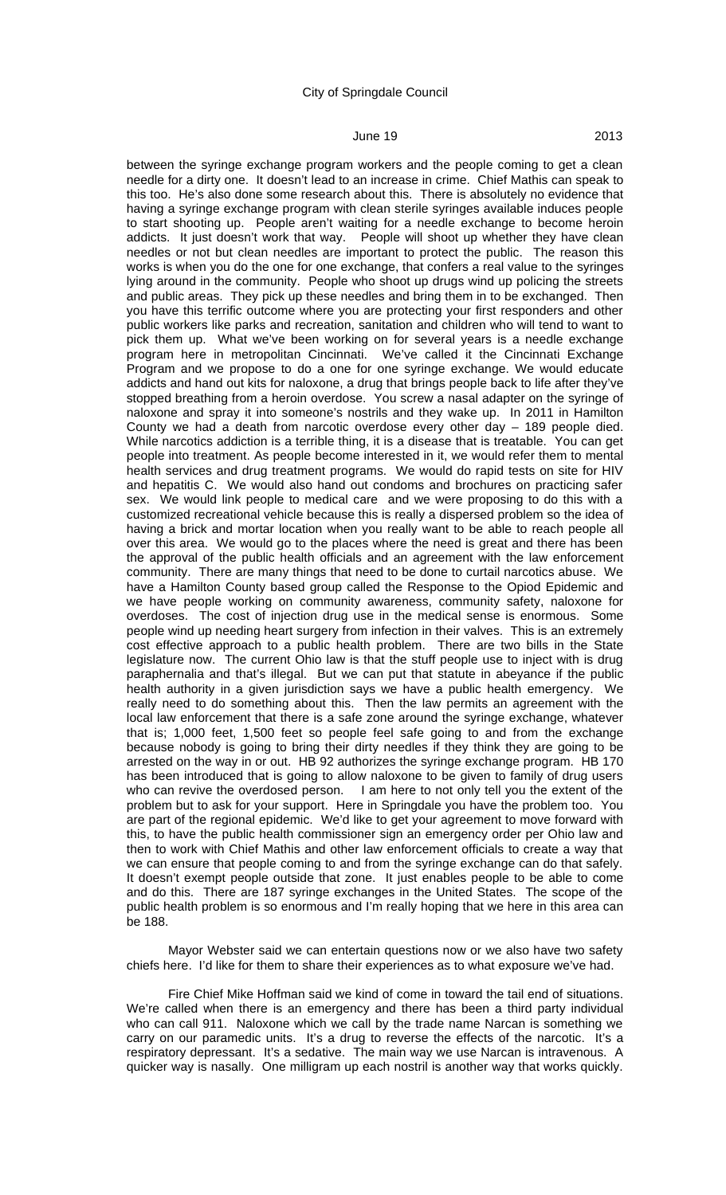between the syringe exchange program workers and the people coming to get a clean needle for a dirty one. It doesn't lead to an increase in crime. Chief Mathis can speak to this too. He's also done some research about this. There is absolutely no evidence that having a syringe exchange program with clean sterile syringes available induces people to start shooting up. People aren't waiting for a needle exchange to become heroin addicts. It just doesn't work that way. People will shoot up whether they have clean needles or not but clean needles are important to protect the public. The reason this works is when you do the one for one exchange, that confers a real value to the syringes lying around in the community. People who shoot up drugs wind up policing the streets and public areas. They pick up these needles and bring them in to be exchanged. Then you have this terrific outcome where you are protecting your first responders and other public workers like parks and recreation, sanitation and children who will tend to want to pick them up. What we've been working on for several years is a needle exchange program here in metropolitan Cincinnati. We've called it the Cincinnati Exchange Program and we propose to do a one for one syringe exchange. We would educate addicts and hand out kits for naloxone, a drug that brings people back to life after they've stopped breathing from a heroin overdose. You screw a nasal adapter on the syringe of naloxone and spray it into someone's nostrils and they wake up. In 2011 in Hamilton County we had a death from narcotic overdose every other day – 189 people died. While narcotics addiction is a terrible thing, it is a disease that is treatable. You can get people into treatment. As people become interested in it, we would refer them to mental health services and drug treatment programs. We would do rapid tests on site for HIV and hepatitis C. We would also hand out condoms and brochures on practicing safer sex. We would link people to medical care and we were proposing to do this with a customized recreational vehicle because this is really a dispersed problem so the idea of having a brick and mortar location when you really want to be able to reach people all over this area. We would go to the places where the need is great and there has been the approval of the public health officials and an agreement with the law enforcement community. There are many things that need to be done to curtail narcotics abuse. We have a Hamilton County based group called the Response to the Opiod Epidemic and we have people working on community awareness, community safety, naloxone for overdoses. The cost of injection drug use in the medical sense is enormous. Some people wind up needing heart surgery from infection in their valves. This is an extremely cost effective approach to a public health problem. There are two bills in the State legislature now. The current Ohio law is that the stuff people use to inject with is drug paraphernalia and that's illegal. But we can put that statute in abeyance if the public health authority in a given jurisdiction says we have a public health emergency. We really need to do something about this. Then the law permits an agreement with the local law enforcement that there is a safe zone around the syringe exchange, whatever that is; 1,000 feet, 1,500 feet so people feel safe going to and from the exchange because nobody is going to bring their dirty needles if they think they are going to be arrested on the way in or out. HB 92 authorizes the syringe exchange program. HB 170 has been introduced that is going to allow naloxone to be given to family of drug users who can revive the overdosed person. I am here to not only tell you the extent of the problem but to ask for your support. Here in Springdale you have the problem too. You are part of the regional epidemic. We'd like to get your agreement to move forward with this, to have the public health commissioner sign an emergency order per Ohio law and then to work with Chief Mathis and other law enforcement officials to create a way that we can ensure that people coming to and from the syringe exchange can do that safely. It doesn't exempt people outside that zone. It just enables people to be able to come and do this. There are 187 syringe exchanges in the United States. The scope of the public health problem is so enormous and I'm really hoping that we here in this area can be 188.

Mayor Webster said we can entertain questions now or we also have two safety chiefs here. I'd like for them to share their experiences as to what exposure we've had.

Fire Chief Mike Hoffman said we kind of come in toward the tail end of situations. We're called when there is an emergency and there has been a third party individual who can call 911. Naloxone which we call by the trade name Narcan is something we carry on our paramedic units. It's a drug to reverse the effects of the narcotic. It's a respiratory depressant. It's a sedative. The main way we use Narcan is intravenous. A quicker way is nasally. One milligram up each nostril is another way that works quickly.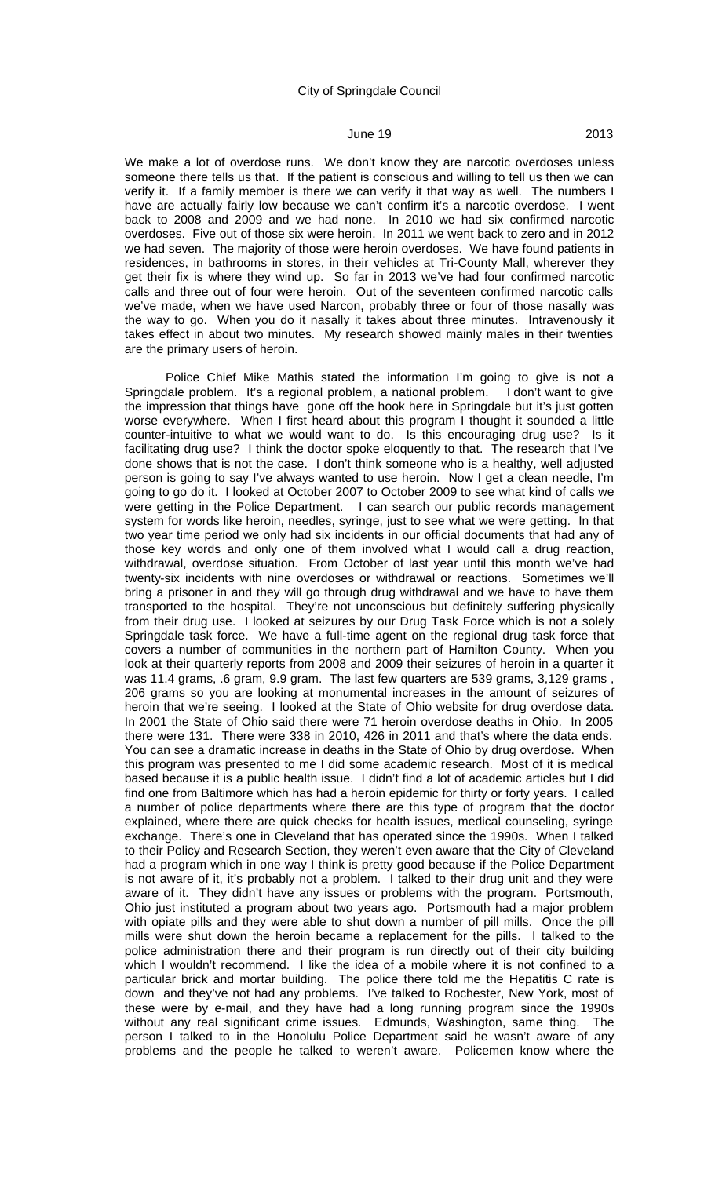We make a lot of overdose runs. We don't know they are narcotic overdoses unless someone there tells us that. If the patient is conscious and willing to tell us then we can verify it. If a family member is there we can verify it that way as well. The numbers I have are actually fairly low because we can't confirm it's a narcotic overdose. I went back to 2008 and 2009 and we had none. In 2010 we had six confirmed narcotic overdoses. Five out of those six were heroin. In 2011 we went back to zero and in 2012 we had seven. The majority of those were heroin overdoses. We have found patients in residences, in bathrooms in stores, in their vehicles at Tri-County Mall, wherever they get their fix is where they wind up. So far in 2013 we've had four confirmed narcotic calls and three out of four were heroin. Out of the seventeen confirmed narcotic calls we've made, when we have used Narcon, probably three or four of those nasally was the way to go. When you do it nasally it takes about three minutes. Intravenously it takes effect in about two minutes. My research showed mainly males in their twenties are the primary users of heroin.

Police Chief Mike Mathis stated the information I'm going to give is not a Springdale problem. It's a regional problem, a national problem. I don't want to give the impression that things have gone off the hook here in Springdale but it's just gotten worse everywhere. When I first heard about this program I thought it sounded a little counter-intuitive to what we would want to do. Is this encouraging drug use? Is it facilitating drug use? I think the doctor spoke eloquently to that. The research that I've done shows that is not the case. I don't think someone who is a healthy, well adjusted person is going to say I've always wanted to use heroin. Now I get a clean needle, I'm going to go do it. I looked at October 2007 to October 2009 to see what kind of calls we were getting in the Police Department. I can search our public records management system for words like heroin, needles, syringe, just to see what we were getting. In that two year time period we only had six incidents in our official documents that had any of those key words and only one of them involved what I would call a drug reaction, withdrawal, overdose situation. From October of last year until this month we've had twenty-six incidents with nine overdoses or withdrawal or reactions. Sometimes we'll bring a prisoner in and they will go through drug withdrawal and we have to have them transported to the hospital. They're not unconscious but definitely suffering physically from their drug use. I looked at seizures by our Drug Task Force which is not a solely Springdale task force. We have a full-time agent on the regional drug task force that covers a number of communities in the northern part of Hamilton County. When you look at their quarterly reports from 2008 and 2009 their seizures of heroin in a quarter it was 11.4 grams, .6 gram, 9.9 gram. The last few quarters are 539 grams, 3,129 grams , 206 grams so you are looking at monumental increases in the amount of seizures of heroin that we're seeing. I looked at the State of Ohio website for drug overdose data. In 2001 the State of Ohio said there were 71 heroin overdose deaths in Ohio. In 2005 there were 131. There were 338 in 2010, 426 in 2011 and that's where the data ends. You can see a dramatic increase in deaths in the State of Ohio by drug overdose. When this program was presented to me I did some academic research. Most of it is medical based because it is a public health issue. I didn't find a lot of academic articles but I did find one from Baltimore which has had a heroin epidemic for thirty or forty years. I called a number of police departments where there are this type of program that the doctor explained, where there are quick checks for health issues, medical counseling, syringe exchange. There's one in Cleveland that has operated since the 1990s. When I talked to their Policy and Research Section, they weren't even aware that the City of Cleveland had a program which in one way I think is pretty good because if the Police Department is not aware of it, it's probably not a problem. I talked to their drug unit and they were aware of it. They didn't have any issues or problems with the program. Portsmouth, Ohio just instituted a program about two years ago. Portsmouth had a major problem with opiate pills and they were able to shut down a number of pill mills. Once the pill mills were shut down the heroin became a replacement for the pills. I talked to the police administration there and their program is run directly out of their city building which I wouldn't recommend. I like the idea of a mobile where it is not confined to a particular brick and mortar building. The police there told me the Hepatitis C rate is down and they've not had any problems. I've talked to Rochester, New York, most of these were by e-mail, and they have had a long running program since the 1990s without any real significant crime issues. Edmunds, Washington, same thing. The person I talked to in the Honolulu Police Department said he wasn't aware of any problems and the people he talked to weren't aware. Policemen know where the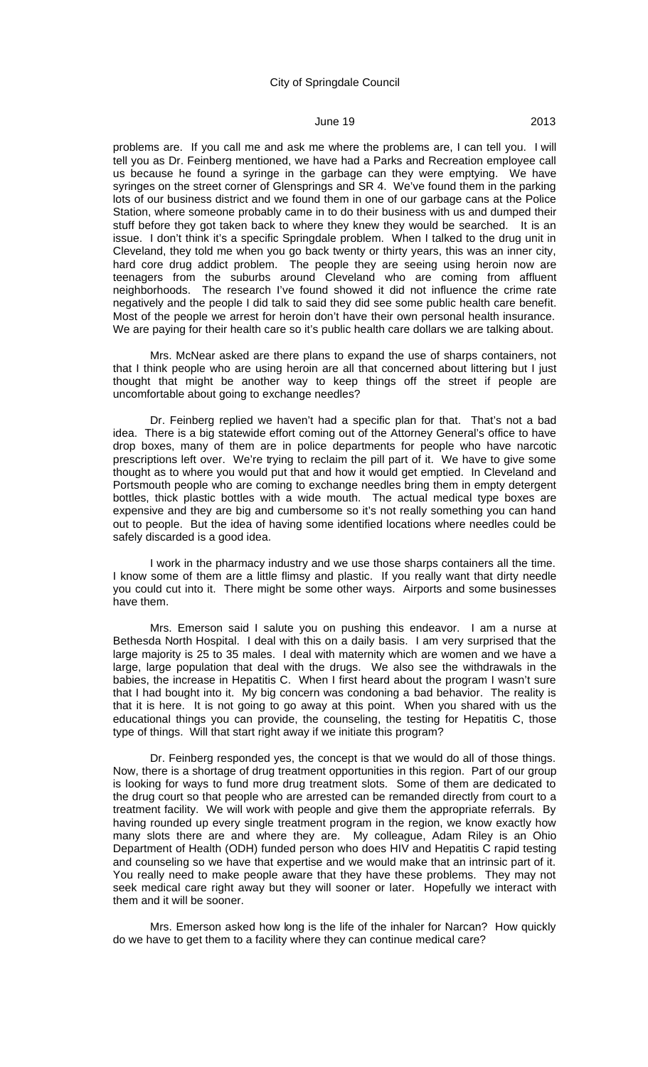problems are. If you call me and ask me where the problems are, I can tell you. I will tell you as Dr. Feinberg mentioned, we have had a Parks and Recreation employee call us because he found a syringe in the garbage can they were emptying. We have syringes on the street corner of Glensprings and SR 4. We've found them in the parking lots of our business district and we found them in one of our garbage cans at the Police Station, where someone probably came in to do their business with us and dumped their stuff before they got taken back to where they knew they would be searched. It is an issue. I don't think it's a specific Springdale problem. When I talked to the drug unit in Cleveland, they told me when you go back twenty or thirty years, this was an inner city, hard core drug addict problem. The people they are seeing using heroin now are teenagers from the suburbs around Cleveland who are coming from affluent neighborhoods. The research I've found showed it did not influence the crime rate negatively and the people I did talk to said they did see some public health care benefit. Most of the people we arrest for heroin don't have their own personal health insurance. We are paying for their health care so it's public health care dollars we are talking about.

Mrs. McNear asked are there plans to expand the use of sharps containers, not that I think people who are using heroin are all that concerned about littering but I just thought that might be another way to keep things off the street if people are uncomfortable about going to exchange needles?

Dr. Feinberg replied we haven't had a specific plan for that. That's not a bad idea. There is a big statewide effort coming out of the Attorney General's office to have drop boxes, many of them are in police departments for people who have narcotic prescriptions left over. We're trying to reclaim the pill part of it. We have to give some thought as to where you would put that and how it would get emptied. In Cleveland and Portsmouth people who are coming to exchange needles bring them in empty detergent bottles, thick plastic bottles with a wide mouth. The actual medical type boxes are expensive and they are big and cumbersome so it's not really something you can hand out to people. But the idea of having some identified locations where needles could be safely discarded is a good idea.

I work in the pharmacy industry and we use those sharps containers all the time. I know some of them are a little flimsy and plastic. If you really want that dirty needle you could cut into it. There might be some other ways. Airports and some businesses have them.

Mrs. Emerson said I salute you on pushing this endeavor. I am a nurse at Bethesda North Hospital. I deal with this on a daily basis. I am very surprised that the large majority is 25 to 35 males. I deal with maternity which are women and we have a large, large population that deal with the drugs. We also see the withdrawals in the babies, the increase in Hepatitis C. When I first heard about the program I wasn't sure that I had bought into it. My big concern was condoning a bad behavior. The reality is that it is here. It is not going to go away at this point. When you shared with us the educational things you can provide, the counseling, the testing for Hepatitis C, those type of things. Will that start right away if we initiate this program?

Dr. Feinberg responded yes, the concept is that we would do all of those things. Now, there is a shortage of drug treatment opportunities in this region. Part of our group is looking for ways to fund more drug treatment slots. Some of them are dedicated to the drug court so that people who are arrested can be remanded directly from court to a treatment facility. We will work with people and give them the appropriate referrals. By having rounded up every single treatment program in the region, we know exactly how many slots there are and where they are. My colleague, Adam Riley is an Ohio Department of Health (ODH) funded person who does HIV and Hepatitis C rapid testing and counseling so we have that expertise and we would make that an intrinsic part of it. You really need to make people aware that they have these problems. They may not seek medical care right away but they will sooner or later. Hopefully we interact with them and it will be sooner.

Mrs. Emerson asked how long is the life of the inhaler for Narcan? How quickly do we have to get them to a facility where they can continue medical care?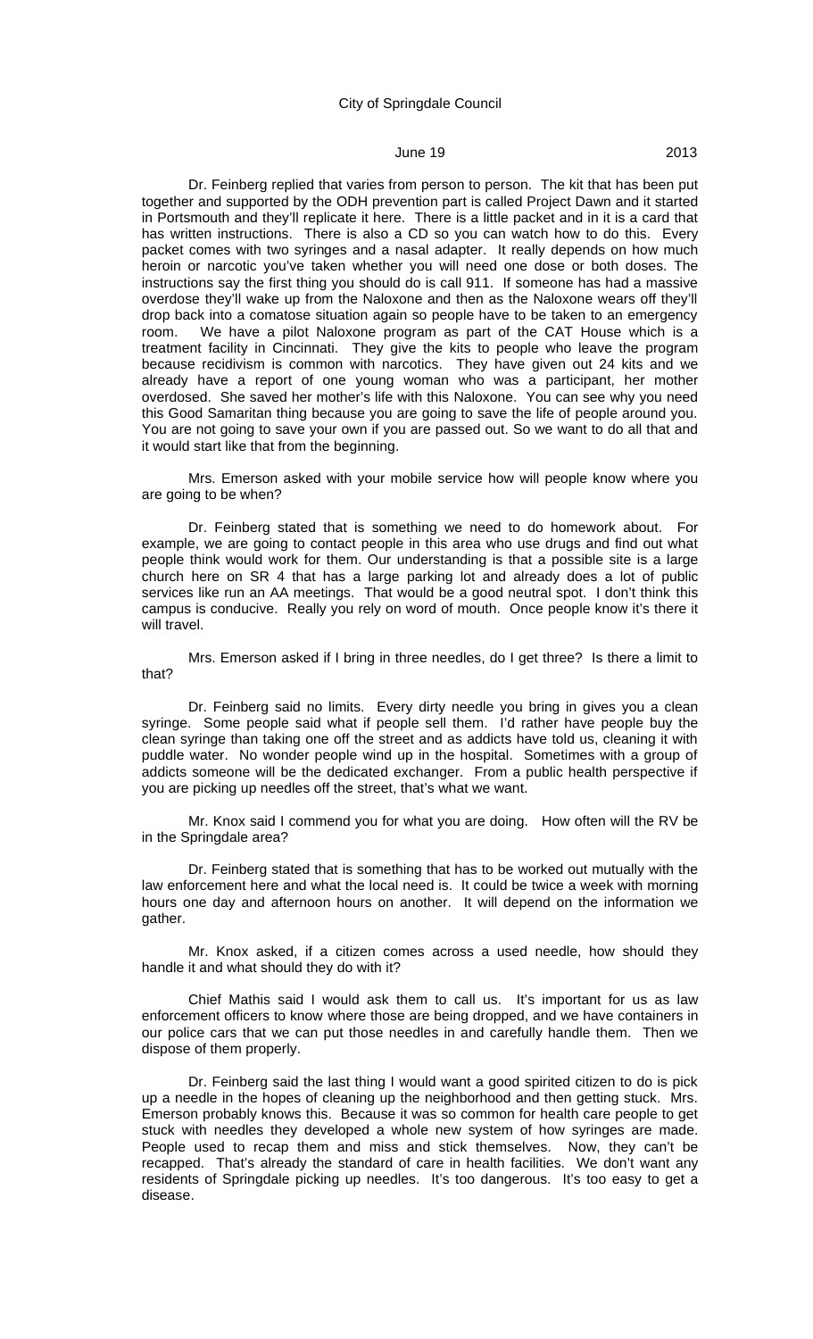Dr. Feinberg replied that varies from person to person. The kit that has been put together and supported by the ODH prevention part is called Project Dawn and it started in Portsmouth and they'll replicate it here. There is a little packet and in it is a card that has written instructions. There is also a CD so you can watch how to do this. Every packet comes with two syringes and a nasal adapter. It really depends on how much heroin or narcotic you've taken whether you will need one dose or both doses. The instructions say the first thing you should do is call 911. If someone has had a massive overdose they'll wake up from the Naloxone and then as the Naloxone wears off they'll drop back into a comatose situation again so people have to be taken to an emergency room. We have a pilot Naloxone program as part of the CAT House which is a treatment facility in Cincinnati. They give the kits to people who leave the program because recidivism is common with narcotics. They have given out 24 kits and we already have a report of one young woman who was a participant, her mother overdosed. She saved her mother's life with this Naloxone. You can see why you need this Good Samaritan thing because you are going to save the life of people around you. You are not going to save your own if you are passed out. So we want to do all that and it would start like that from the beginning.

Mrs. Emerson asked with your mobile service how will people know where you are going to be when?

Dr. Feinberg stated that is something we need to do homework about. For example, we are going to contact people in this area who use drugs and find out what people think would work for them. Our understanding is that a possible site is a large church here on SR 4 that has a large parking lot and already does a lot of public services like run an AA meetings. That would be a good neutral spot. I don't think this campus is conducive. Really you rely on word of mouth. Once people know it's there it will travel.

Mrs. Emerson asked if I bring in three needles, do I get three? Is there a limit to that?

Dr. Feinberg said no limits. Every dirty needle you bring in gives you a clean syringe. Some people said what if people sell them. I'd rather have people buy the clean syringe than taking one off the street and as addicts have told us, cleaning it with puddle water. No wonder people wind up in the hospital. Sometimes with a group of addicts someone will be the dedicated exchanger. From a public health perspective if you are picking up needles off the street, that's what we want.

Mr. Knox said I commend you for what you are doing. How often will the RV be in the Springdale area?

Dr. Feinberg stated that is something that has to be worked out mutually with the law enforcement here and what the local need is. It could be twice a week with morning hours one day and afternoon hours on another. It will depend on the information we gather.

Mr. Knox asked, if a citizen comes across a used needle, how should they handle it and what should they do with it?

Chief Mathis said I would ask them to call us. It's important for us as law enforcement officers to know where those are being dropped, and we have containers in our police cars that we can put those needles in and carefully handle them. Then we dispose of them properly.

Dr. Feinberg said the last thing I would want a good spirited citizen to do is pick up a needle in the hopes of cleaning up the neighborhood and then getting stuck. Mrs. Emerson probably knows this. Because it was so common for health care people to get stuck with needles they developed a whole new system of how syringes are made. People used to recap them and miss and stick themselves. Now, they can't be recapped. That's already the standard of care in health facilities. We don't want any residents of Springdale picking up needles. It's too dangerous. It's too easy to get a disease.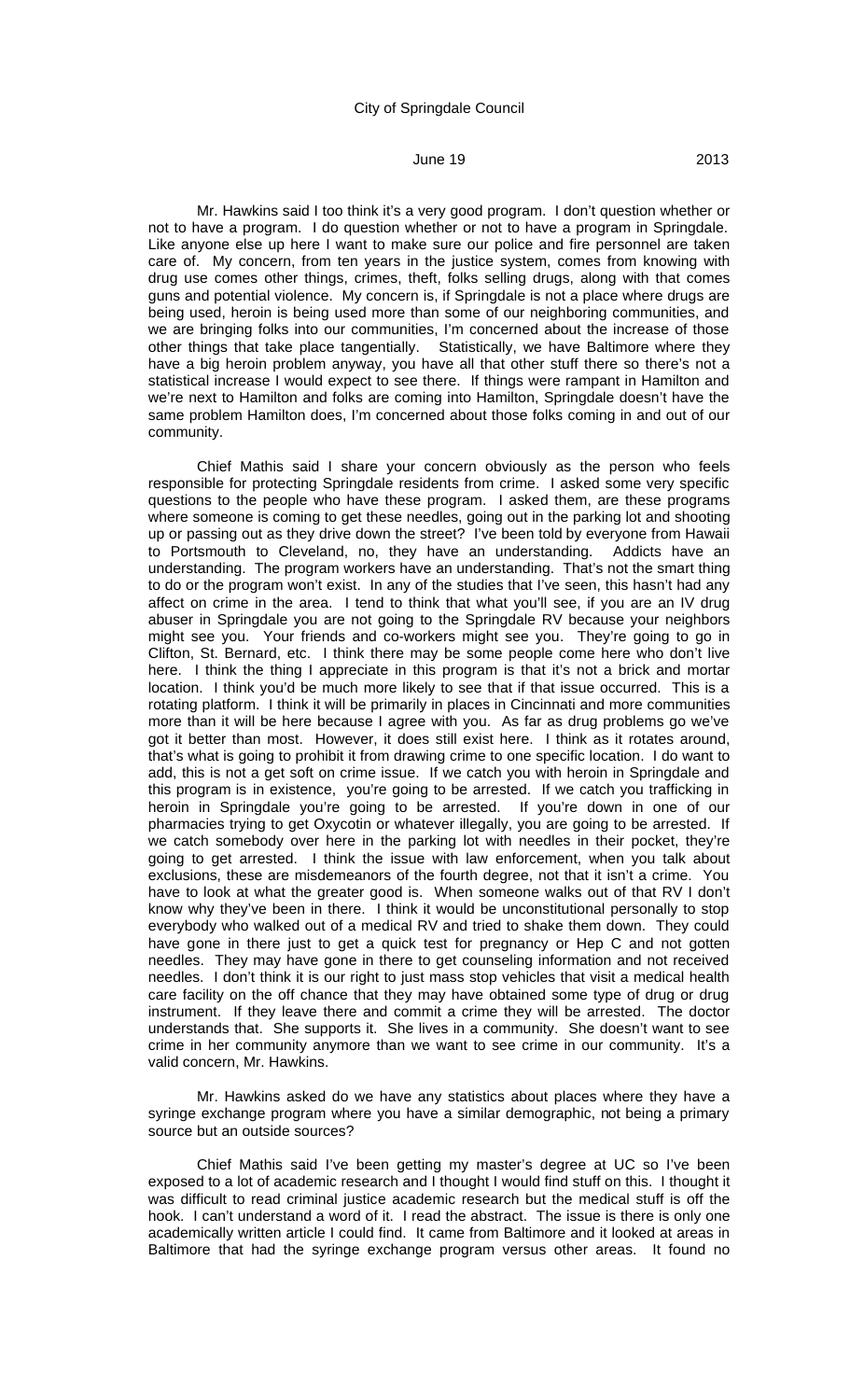Mr. Hawkins said I too think it's a very good program. I don't question whether or not to have a program. I do question whether or not to have a program in Springdale. Like anyone else up here I want to make sure our police and fire personnel are taken care of. My concern, from ten years in the justice system, comes from knowing with drug use comes other things, crimes, theft, folks selling drugs, along with that comes guns and potential violence. My concern is, if Springdale is not a place where drugs are being used, heroin is being used more than some of our neighboring communities, and we are bringing folks into our communities, I'm concerned about the increase of those other things that take place tangentially. Statistically, we have Baltimore where they have a big heroin problem anyway, you have all that other stuff there so there's not a statistical increase I would expect to see there. If things were rampant in Hamilton and we're next to Hamilton and folks are coming into Hamilton, Springdale doesn't have the same problem Hamilton does, I'm concerned about those folks coming in and out of our community.

Chief Mathis said I share your concern obviously as the person who feels responsible for protecting Springdale residents from crime. I asked some very specific questions to the people who have these program. I asked them, are these programs where someone is coming to get these needles, going out in the parking lot and shooting up or passing out as they drive down the street? I've been told by everyone from Hawaii to Portsmouth to Cleveland, no, they have an understanding. Addicts have an understanding. The program workers have an understanding. That's not the smart thing to do or the program won't exist. In any of the studies that I've seen, this hasn't had any affect on crime in the area. I tend to think that what you'll see, if you are an IV drug abuser in Springdale you are not going to the Springdale RV because your neighbors might see you. Your friends and co-workers might see you. They're going to go in Clifton, St. Bernard, etc. I think there may be some people come here who don't live here. I think the thing I appreciate in this program is that it's not a brick and mortar location. I think you'd be much more likely to see that if that issue occurred. This is a rotating platform. I think it will be primarily in places in Cincinnati and more communities more than it will be here because I agree with you. As far as drug problems go we've got it better than most. However, it does still exist here. I think as it rotates around, that's what is going to prohibit it from drawing crime to one specific location. I do want to add, this is not a get soft on crime issue. If we catch you with heroin in Springdale and this program is in existence, you're going to be arrested. If we catch you trafficking in heroin in Springdale you're going to be arrested. If you're down in one of our pharmacies trying to get Oxycotin or whatever illegally, you are going to be arrested. If we catch somebody over here in the parking lot with needles in their pocket, they're going to get arrested. I think the issue with law enforcement, when you talk about exclusions, these are misdemeanors of the fourth degree, not that it isn't a crime. You have to look at what the greater good is. When someone walks out of that RV I don't know why they've been in there. I think it would be unconstitutional personally to stop everybody who walked out of a medical RV and tried to shake them down. They could have gone in there just to get a quick test for pregnancy or Hep C and not gotten needles. They may have gone in there to get counseling information and not received needles. I don't think it is our right to just mass stop vehicles that visit a medical health care facility on the off chance that they may have obtained some type of drug or drug instrument. If they leave there and commit a crime they will be arrested. The doctor understands that. She supports it. She lives in a community. She doesn't want to see crime in her community anymore than we want to see crime in our community. It's a valid concern, Mr. Hawkins.

Mr. Hawkins asked do we have any statistics about places where they have a syringe exchange program where you have a similar demographic, not being a primary source but an outside sources?

Chief Mathis said I've been getting my master's degree at UC so I've been exposed to a lot of academic research and I thought I would find stuff on this. I thought it was difficult to read criminal justice academic research but the medical stuff is off the hook. I can't understand a word of it. I read the abstract. The issue is there is only one academically written article I could find. It came from Baltimore and it looked at areas in Baltimore that had the syringe exchange program versus other areas. It found no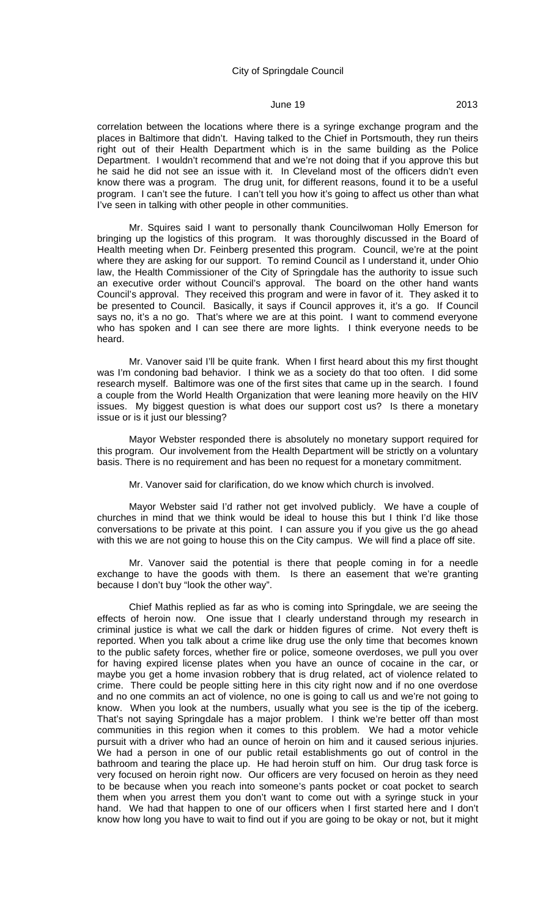correlation between the locations where there is a syringe exchange program and the places in Baltimore that didn't. Having talked to the Chief in Portsmouth, they run theirs right out of their Health Department which is in the same building as the Police Department. I wouldn't recommend that and we're not doing that if you approve this but he said he did not see an issue with it. In Cleveland most of the officers didn't even know there was a program. The drug unit, for different reasons, found it to be a useful program. I can't see the future. I can't tell you how it's going to affect us other than what I've seen in talking with other people in other communities.

Mr. Squires said I want to personally thank Councilwoman Holly Emerson for bringing up the logistics of this program. It was thoroughly discussed in the Board of Health meeting when Dr. Feinberg presented this program. Council, we're at the point where they are asking for our support. To remind Council as I understand it, under Ohio law, the Health Commissioner of the City of Springdale has the authority to issue such an executive order without Council's approval. The board on the other hand wants Council's approval. They received this program and were in favor of it. They asked it to be presented to Council. Basically, it says if Council approves it, it's a go. If Council says no, it's a no go. That's where we are at this point. I want to commend everyone who has spoken and I can see there are more lights. I think everyone needs to be heard.

Mr. Vanover said I'll be quite frank. When I first heard about this my first thought was I'm condoning bad behavior. I think we as a society do that too often. I did some research myself. Baltimore was one of the first sites that came up in the search. I found a couple from the World Health Organization that were leaning more heavily on the HIV issues. My biggest question is what does our support cost us? Is there a monetary issue or is it just our blessing?

Mayor Webster responded there is absolutely no monetary support required for this program. Our involvement from the Health Department will be strictly on a voluntary basis. There is no requirement and has been no request for a monetary commitment.

Mr. Vanover said for clarification, do we know which church is involved.

Mayor Webster said I'd rather not get involved publicly. We have a couple of churches in mind that we think would be ideal to house this but I think I'd like those conversations to be private at this point. I can assure you if you give us the go ahead with this we are not going to house this on the City campus. We will find a place off site.

Mr. Vanover said the potential is there that people coming in for a needle exchange to have the goods with them. Is there an easement that we're granting because I don't buy "look the other way".

Chief Mathis replied as far as who is coming into Springdale, we are seeing the effects of heroin now. One issue that I clearly understand through my research in criminal justice is what we call the dark or hidden figures of crime. Not every theft is reported. When you talk about a crime like drug use the only time that becomes known to the public safety forces, whether fire or police, someone overdoses, we pull you over for having expired license plates when you have an ounce of cocaine in the car, or maybe you get a home invasion robbery that is drug related, act of violence related to crime. There could be people sitting here in this city right now and if no one overdose and no one commits an act of violence, no one is going to call us and we're not going to know. When you look at the numbers, usually what you see is the tip of the iceberg. That's not saying Springdale has a major problem. I think we're better off than most communities in this region when it comes to this problem. We had a motor vehicle pursuit with a driver who had an ounce of heroin on him and it caused serious injuries. We had a person in one of our public retail establishments go out of control in the bathroom and tearing the place up. He had heroin stuff on him. Our drug task force is very focused on heroin right now. Our officers are very focused on heroin as they need to be because when you reach into someone's pants pocket or coat pocket to search them when you arrest them you don't want to come out with a syringe stuck in your hand. We had that happen to one of our officers when I first started here and I don't know how long you have to wait to find out if you are going to be okay or not, but it might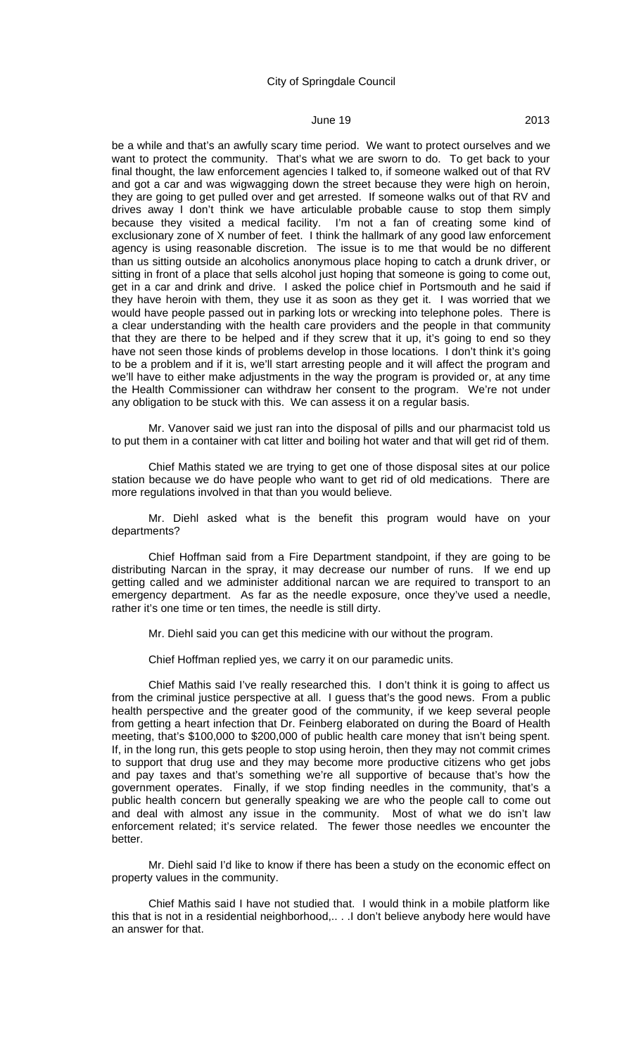be a while and that's an awfully scary time period. We want to protect ourselves and we want to protect the community. That's what we are sworn to do. To get back to your final thought, the law enforcement agencies I talked to, if someone walked out of that RV and got a car and was wigwagging down the street because they were high on heroin, they are going to get pulled over and get arrested. If someone walks out of that RV and drives away I don't think we have articulable probable cause to stop them simply because they visited a medical facility. I'm not a fan of creating some kind of exclusionary zone of X number of feet. I think the hallmark of any good law enforcement agency is using reasonable discretion. The issue is to me that would be no different than us sitting outside an alcoholics anonymous place hoping to catch a drunk driver, or sitting in front of a place that sells alcohol just hoping that someone is going to come out, get in a car and drink and drive. I asked the police chief in Portsmouth and he said if they have heroin with them, they use it as soon as they get it. I was worried that we would have people passed out in parking lots or wrecking into telephone poles. There is a clear understanding with the health care providers and the people in that community that they are there to be helped and if they screw that it up, it's going to end so they have not seen those kinds of problems develop in those locations. I don't think it's going to be a problem and if it is, we'll start arresting people and it will affect the program and we'll have to either make adjustments in the way the program is provided or, at any time the Health Commissioner can withdraw her consent to the program. We're not under any obligation to be stuck with this. We can assess it on a regular basis.

Mr. Vanover said we just ran into the disposal of pills and our pharmacist told us to put them in a container with cat litter and boiling hot water and that will get rid of them.

Chief Mathis stated we are trying to get one of those disposal sites at our police station because we do have people who want to get rid of old medications. There are more regulations involved in that than you would believe.

Mr. Diehl asked what is the benefit this program would have on your departments?

Chief Hoffman said from a Fire Department standpoint, if they are going to be distributing Narcan in the spray, it may decrease our number of runs. If we end up getting called and we administer additional narcan we are required to transport to an emergency department. As far as the needle exposure, once they've used a needle, rather it's one time or ten times, the needle is still dirty.

Mr. Diehl said you can get this medicine with our without the program.

Chief Hoffman replied yes, we carry it on our paramedic units.

Chief Mathis said I've really researched this. I don't think it is going to affect us from the criminal justice perspective at all. I guess that's the good news. From a public health perspective and the greater good of the community, if we keep several people from getting a heart infection that Dr. Feinberg elaborated on during the Board of Health meeting, that's $100,000 to $200,000 of public health care money that isn't being spent. If, in the long run, this gets people to stop using heroin, then they may not commit crimes to support that drug use and they may become more productive citizens who get jobs and pay taxes and that's something we're all supportive of because that's how the government operates. Finally, if we stop finding needles in the community, that's a public health concern but generally speaking we are who the people call to come out and deal with almost any issue in the community. Most of what we do isn't law enforcement related; it's service related. The fewer those needles we encounter the better.

Mr. Diehl said I'd like to know if there has been a study on the economic effect on property values in the community.

Chief Mathis said I have not studied that. I would think in a mobile platform like this that is not in a residential neighborhood,.. . .I don't believe anybody here would have an answer for that.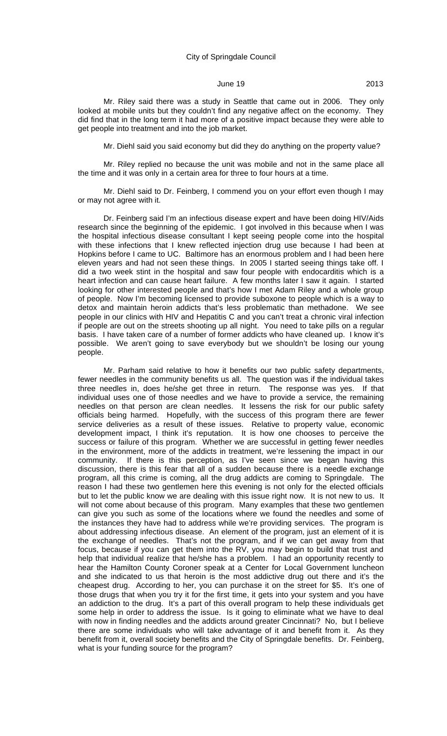Mr. Riley said there was a study in Seattle that came out in 2006. They only looked at mobile units but they couldn't find any negative affect on the economy. They did find that in the long term it had more of a positive impact because they were able to get people into treatment and into the job market.

Mr. Diehl said you said economy but did they do anything on the property value?

Mr. Riley replied no because the unit was mobile and not in the same place all the time and it was only in a certain area for three to four hours at a time.

Mr. Diehl said to Dr. Feinberg, I commend you on your effort even though I may or may not agree with it.

Dr. Feinberg said I'm an infectious disease expert and have been doing HIV/Aids research since the beginning of the epidemic. I got involved in this because when I was the hospital infectious disease consultant I kept seeing people come into the hospital with these infections that I knew reflected injection drug use because I had been at Hopkins before I came to UC. Baltimore has an enormous problem and I had been here eleven years and had not seen these things. In 2005 I started seeing things take off. I did a two week stint in the hospital and saw four people with endocarditis which is a heart infection and can cause heart failure. A few months later I saw it again. I started looking for other interested people and that's how I met Adam Riley and a whole group of people. Now I'm becoming licensed to provide suboxone to people which is a way to detox and maintain heroin addicts that's less problematic than methadone. We see people in our clinics with HIV and Hepatitis C and you can't treat a chronic viral infection if people are out on the streets shooting up all night. You need to take pills on a regular basis. I have taken care of a number of former addicts who have cleaned up. I know it's possible. We aren't going to save everybody but we shouldn't be losing our young people.

Mr. Parham said relative to how it benefits our two public safety departments, fewer needles in the community benefits us all. The question was if the individual takes three needles in, does he/she get three in return. The response was yes. If that individual uses one of those needles and we have to provide a service, the remaining needles on that person are clean needles. It lessens the risk for our public safety officials being harmed. Hopefully, with the success of this program there are fewer service deliveries as a result of these issues. Relative to property value, economic development impact, I think it's reputation. It is how one chooses to perceive the success or failure of this program. Whether we are successful in getting fewer needles in the environment, more of the addicts in treatment, we're lessening the impact in our community. If there is this perception, as I've seen since we began having this discussion, there is this fear that all of a sudden because there is a needle exchange program, all this crime is coming, all the drug addicts are coming to Springdale. The reason I had these two gentlemen here this evening is not only for the elected officials but to let the public know we are dealing with this issue right now. It is not new to us. It will not come about because of this program. Many examples that these two gentlemen can give you such as some of the locations where we found the needles and some of the instances they have had to address while we're providing services. The program is about addressing infectious disease. An element of the program, just an element of it is the exchange of needles. That's not the program, and if we can get away from that focus, because if you can get them into the RV, you may begin to build that trust and help that individual realize that he/she has a problem. I had an opportunity recently to hear the Hamilton County Coroner speak at a Center for Local Government luncheon and she indicated to us that heroin is the most addictive drug out there and it's the cheapest drug. According to her, you can purchase it on the street for $5. It's one of those drugs that when you try it for the first time, it gets into your system and you have an addiction to the drug. It's a part of this overall program to help these individuals get some help in order to address the issue. Is it going to eliminate what we have to deal with now in finding needles and the addicts around greater Cincinnati? No, but I believe there are some individuals who will take advantage of it and benefit from it. As they benefit from it, overall society benefits and the City of Springdale benefits. Dr. Feinberg, what is your funding source for the program?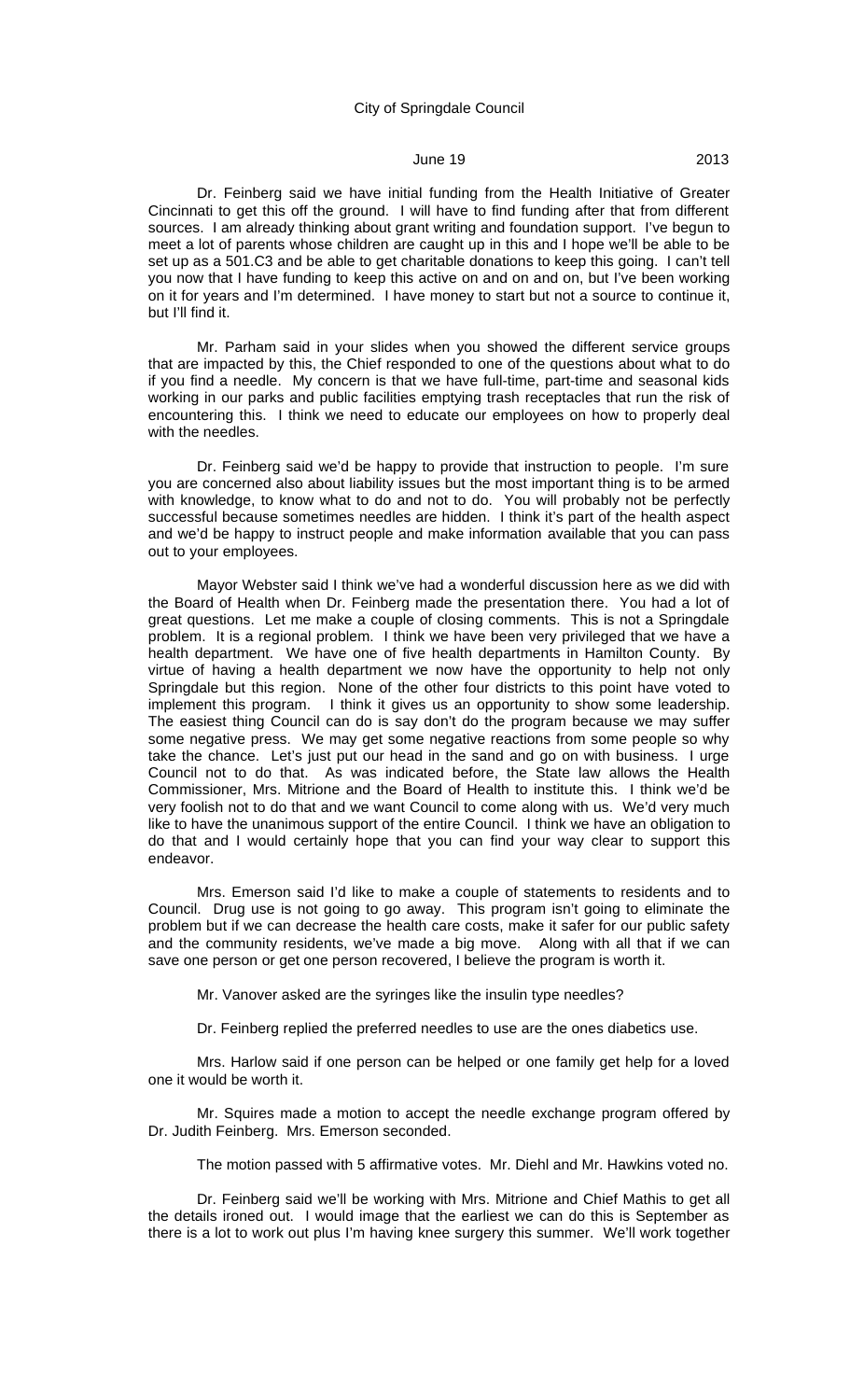Dr. Feinberg said we have initial funding from the Health Initiative of Greater Cincinnati to get this off the ground. I will have to find funding after that from different sources. I am already thinking about grant writing and foundation support. I've begun to meet a lot of parents whose children are caught up in this and I hope we'll be able to be set up as a 501.C3 and be able to get charitable donations to keep this going. I can't tell you now that I have funding to keep this active on and on and on, but I've been working on it for years and I'm determined. I have money to start but not a source to continue it, but I'll find it.

Mr. Parham said in your slides when you showed the different service groups that are impacted by this, the Chief responded to one of the questions about what to do if you find a needle. My concern is that we have full-time, part-time and seasonal kids working in our parks and public facilities emptying trash receptacles that run the risk of encountering this. I think we need to educate our employees on how to properly deal with the needles.

Dr. Feinberg said we'd be happy to provide that instruction to people. I'm sure you are concerned also about liability issues but the most important thing is to be armed with knowledge, to know what to do and not to do. You will probably not be perfectly successful because sometimes needles are hidden. I think it's part of the health aspect and we'd be happy to instruct people and make information available that you can pass out to your employees.

Mayor Webster said I think we've had a wonderful discussion here as we did with the Board of Health when Dr. Feinberg made the presentation there. You had a lot of great questions. Let me make a couple of closing comments. This is not a Springdale problem. It is a regional problem. I think we have been very privileged that we have a health department. We have one of five health departments in Hamilton County. By virtue of having a health department we now have the opportunity to help not only Springdale but this region. None of the other four districts to this point have voted to implement this program. I think it gives us an opportunity to show some leadership. The easiest thing Council can do is say don't do the program because we may suffer some negative press. We may get some negative reactions from some people so why take the chance. Let's just put our head in the sand and go on with business. I urge Council not to do that. As was indicated before, the State law allows the Health Commissioner, Mrs. Mitrione and the Board of Health to institute this. I think we'd be very foolish not to do that and we want Council to come along with us. We'd very much like to have the unanimous support of the entire Council. I think we have an obligation to do that and I would certainly hope that you can find your way clear to support this endeavor.

Mrs. Emerson said I'd like to make a couple of statements to residents and to Council. Drug use is not going to go away. This program isn't going to eliminate the problem but if we can decrease the health care costs, make it safer for our public safety and the community residents, we've made a big move. Along with all that if we can save one person or get one person recovered, I believe the program is worth it.

Mr. Vanover asked are the syringes like the insulin type needles?

Dr. Feinberg replied the preferred needles to use are the ones diabetics use.

Mrs. Harlow said if one person can be helped or one family get help for a loved one it would be worth it.

Mr. Squires made a motion to accept the needle exchange program offered by Dr. Judith Feinberg. Mrs. Emerson seconded.

The motion passed with 5 affirmative votes. Mr. Diehl and Mr. Hawkins voted no.

Dr. Feinberg said we'll be working with Mrs. Mitrione and Chief Mathis to get all the details ironed out. I would image that the earliest we can do this is September as there is a lot to work out plus I'm having knee surgery this summer. We'll work together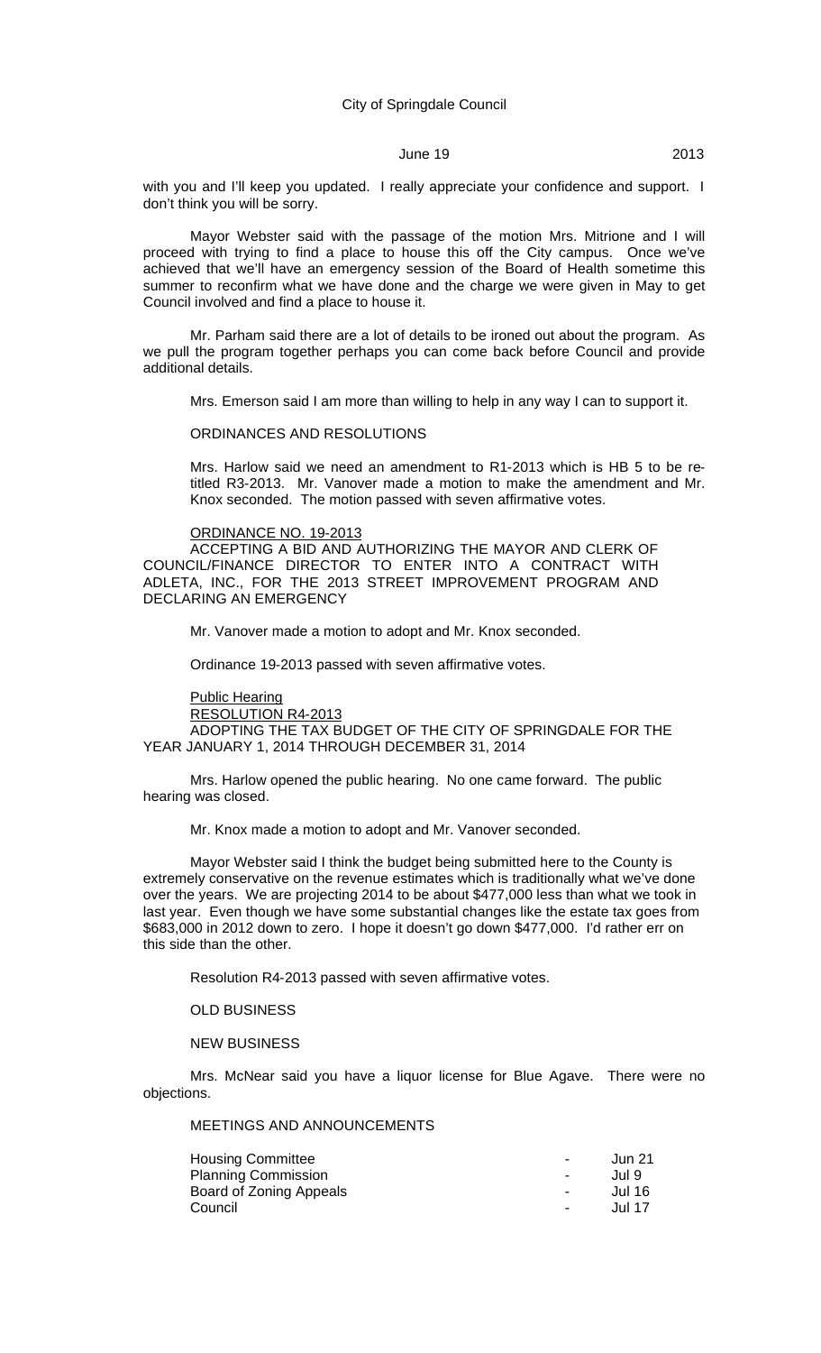with you and I'll keep you updated. I really appreciate your confidence and support. I don't think you will be sorry.

Mayor Webster said with the passage of the motion Mrs. Mitrione and I will proceed with trying to find a place to house this off the City campus. Once we've achieved that we'll have an emergency session of the Board of Health sometime this summer to reconfirm what we have done and the charge we were given in May to get Council involved and find a place to house it.

Mr. Parham said there are a lot of details to be ironed out about the program. As we pull the program together perhaps you can come back before Council and provide additional details.

Mrs. Emerson said I am more than willing to help in any way I can to support it.

ORDINANCES AND RESOLUTIONS

Mrs. Harlow said we need an amendment to R1-2013 which is HB 5 to be re-titled R3-2013. Mr. Vanover made a motion to make the amendment and Mr. Knox seconded. The motion passed with seven affirmative votes.

ORDINANCE NO. 19-2013

ACCEPTING A BID AND AUTHORIZING THE MAYOR AND CLERK OF COUNCIL/FINANCE DIRECTOR TO ENTER INTO A CONTRACT WITH ADLETA, INC., FOR THE 2013 STREET IMPROVEMENT PROGRAM AND DECLARING AN EMERGENCY

Mr. Vanover made a motion to adopt and Mr. Knox seconded.

Ordinance 19-2013 passed with seven affirmative votes.

Public Hearing

RESOLUTION R4-2013

ADOPTING THE TAX BUDGET OF THE CITY OF SPRINGDALE FOR THE YEAR JANUARY 1, 2014 THROUGH DECEMBER 31, 2014

Mrs. Harlow opened the public hearing. No one came forward. The public hearing was closed.

Mr. Knox made a motion to adopt and Mr. Vanover seconded.

Mayor Webster said I think the budget being submitted here to the County is extremely conservative on the revenue estimates which is traditionally what we've done over the years. We are projecting 2014 to be about $477,000 less than what we took in last year. Even though we have some substantial changes like the estate tax goes from $683,000 in 2012 down to zero. I hope it doesn't go down $477,000. I'd rather err on this side than the other.

Resolution R4-2013 passed with seven affirmative votes.

OLD BUSINESS

NEW BUSINESS

Mrs. McNear said you have a liquor license for Blue Agave. There were no objections.

MEETINGS AND ANNOUNCEMENTS

| | | |
|---|---|---|
| Housing Committee | - | Jun 21 |
| Planning Commission | - | Jul 9 |
| Board of Zoning Appeals | - | Jul 16 |
| Council | - | Jul 17 |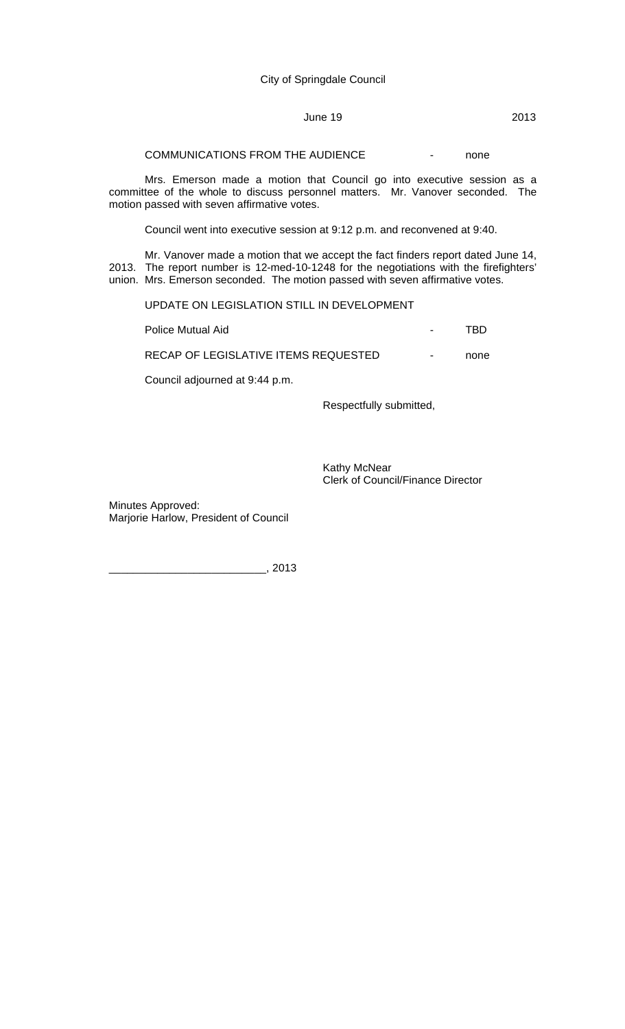COMMUNICATIONS FROM THE AUDIENCE - none

Mrs. Emerson made a motion that Council go into executive session as a committee of the whole to discuss personnel matters. Mr. Vanover seconded. The motion passed with seven affirmative votes.

Council went into executive session at 9:12 p.m. and reconvened at 9:40.

Mr. Vanover made a motion that we accept the fact finders report dated June 14, 2013. The report number is 12-med-10-1248 for the negotiations with the firefighters' union. Mrs. Emerson seconded. The motion passed with seven affirmative votes.

UPDATE ON LEGISLATION STILL IN DEVELOPMENT

Police Mutual Aid - TBD

RECAP OF LEGISLATIVE ITEMS REQUESTED - none

Council adjourned at 9:44 p.m.

Respectfully submitted,

Kathy McNear
Clerk of Council/Finance Director

Minutes Approved:
Marjorie Harlow, President of Council

_________________________, 2013